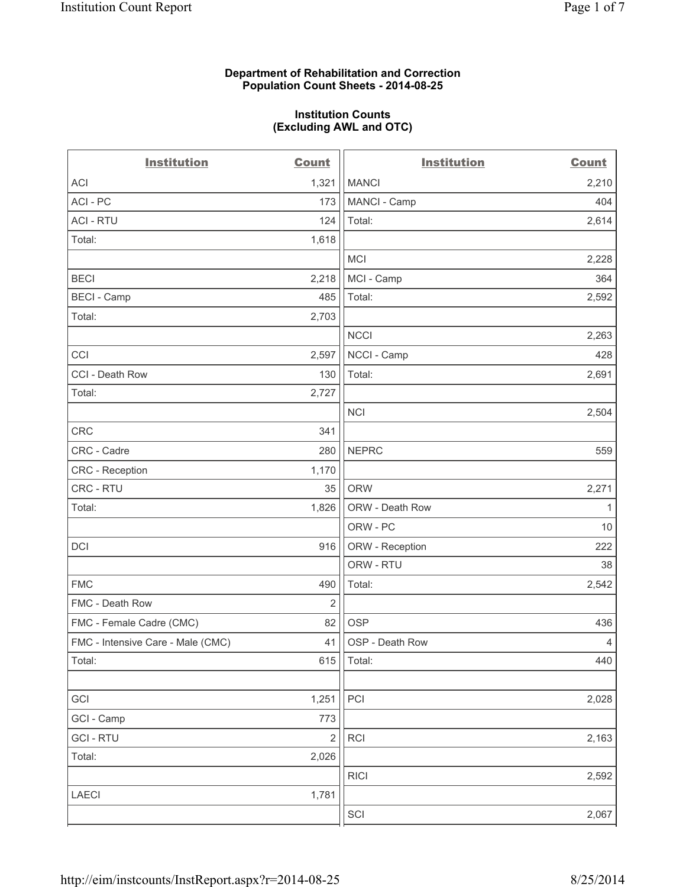**Department of Rehabilitation and Correction**
**Population Count Sheets - 2014-08-25**

**Institution Counts**
**(Excluding AWL and OTC)**

| Institution | Count |
|---|---|
| ACI | 1,321 |
| ACI - PC | 173 |
| ACI - RTU | 124 |
| Total: | 1,618 |
| | |
| BECI | 2,218 |
| BECI - Camp | 485 |
| Total: | 2,703 |
| | |
| CCI | 2,597 |
| CCI - Death Row | 130 |
| Total: | 2,727 |
| | |
| CRC | 341 |
| CRC - Cadre | 280 |
| CRC - Reception | 1,170 |
| CRC - RTU | 35 |
| Total: | 1,826 |
| | |
| DCI | 916 |
| | |
| FMC | 490 |
| FMC - Death Row | 2 |
| FMC - Female Cadre (CMC) | 82 |
| FMC - Intensive Care - Male (CMC) | 41 |
| Total: | 615 |
| | |
| GCI | 1,251 |
| GCI - Camp | 773 |
| GCI - RTU | 2 |
| Total: | 2,026 |
| | |
| LAECI | 1,781 |
| | |
| MANCI | 2,210 |
| MANCI - Camp | 404 |
| Total: | 2,614 |
| | |
| MCI | 2,228 |
| MCI - Camp | 364 |
| Total: | 2,592 |
| | |
| NCCI | 2,263 |
| NCCI - Camp | 428 |
| Total: | 2,691 |
| | |
| NCI | 2,504 |
| | |
| NEPRC | 559 |
| | |
| ORW | 2,271 |
| ORW - Death Row | 1 |
| ORW - PC | 10 |
| ORW - Reception | 222 |
| ORW - RTU | 38 |
| Total: | 2,542 |
| | |
| OSP | 436 |
| OSP - Death Row | 4 |
| Total: | 440 |
| | |
| PCI | 2,028 |
| | |
| RCI | 2,163 |
| | |
| RICI | 2,592 |
| | |
| SCI | 2,067 |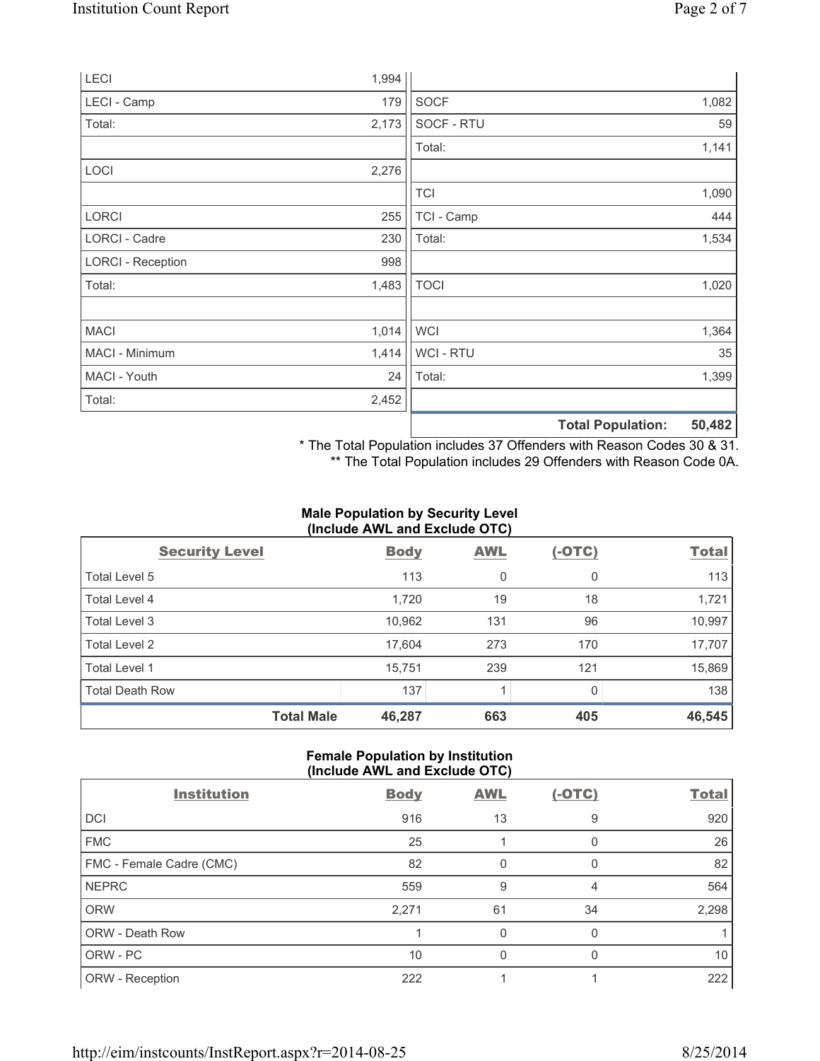| | | | |
|---|---|---|---|
| LECI | 1,994 | | |
| LECI - Camp | 179 | SOCF | 1,082 |
| Total: | 2,173 | SOCF - RTU | 59 |
| | | Total: | 1,141 |
| LOCI | 2,276 | | |
| | | TCI | 1,090 |
| LORCI | 255 | TCI - Camp | 444 |
| LORCI - Cadre | 230 | Total: | 1,534 |
| LORCI - Reception | 998 | | |
| Total: | 1,483 | TOCI | 1,020 |
| | | | |
| MACI | 1,014 | WCI | 1,364 |
| MACI - Minimum | 1,414 | WCI - RTU | 35 |
| MACI - Youth | 24 | Total: | 1,399 |
| Total: | 2,452 | | |
| | | **Total Population:** | **50,482** |

\* The Total Population includes 37 Offenders with Reason Codes 30 & 31.
\*\* The Total Population includes 29 Offenders with Reason Code 0A.

**Male Population by Security Level (Include AWL and Exclude OTC)**

| Security Level | Body | AWL | (-OTC) | Total |
|---|---|---|---|---|
| Total Level 5 | 113 | 0 | 0 | 113 |
| Total Level 4 | 1,720 | 19 | 18 | 1,721 |
| Total Level 3 | 10,962 | 131 | 96 | 10,997 |
| Total Level 2 | 17,604 | 273 | 170 | 17,707 |
| Total Level 1 | 15,751 | 239 | 121 | 15,869 |
| Total Death Row | 137 | 1 | 0 | 138 |
| **Total Male** | **46,287** | **663** | **405** | **46,545** |

**Female Population by Institution (Include AWL and Exclude OTC)**

| Institution | Body | AWL | (-OTC) | Total |
|---|---|---|---|---|
| DCI | 916 | 13 | 9 | 920 |
| FMC | 25 | 1 | 0 | 26 |
| FMC - Female Cadre (CMC) | 82 | 0 | 0 | 82 |
| NEPRC | 559 | 9 | 4 | 564 |
| ORW | 2,271 | 61 | 34 | 2,298 |
| ORW - Death Row | 1 | 0 | 0 | 1 |
| ORW - PC | 10 | 0 | 0 | 10 |
| ORW - Reception | 222 | 1 | 1 | 222 |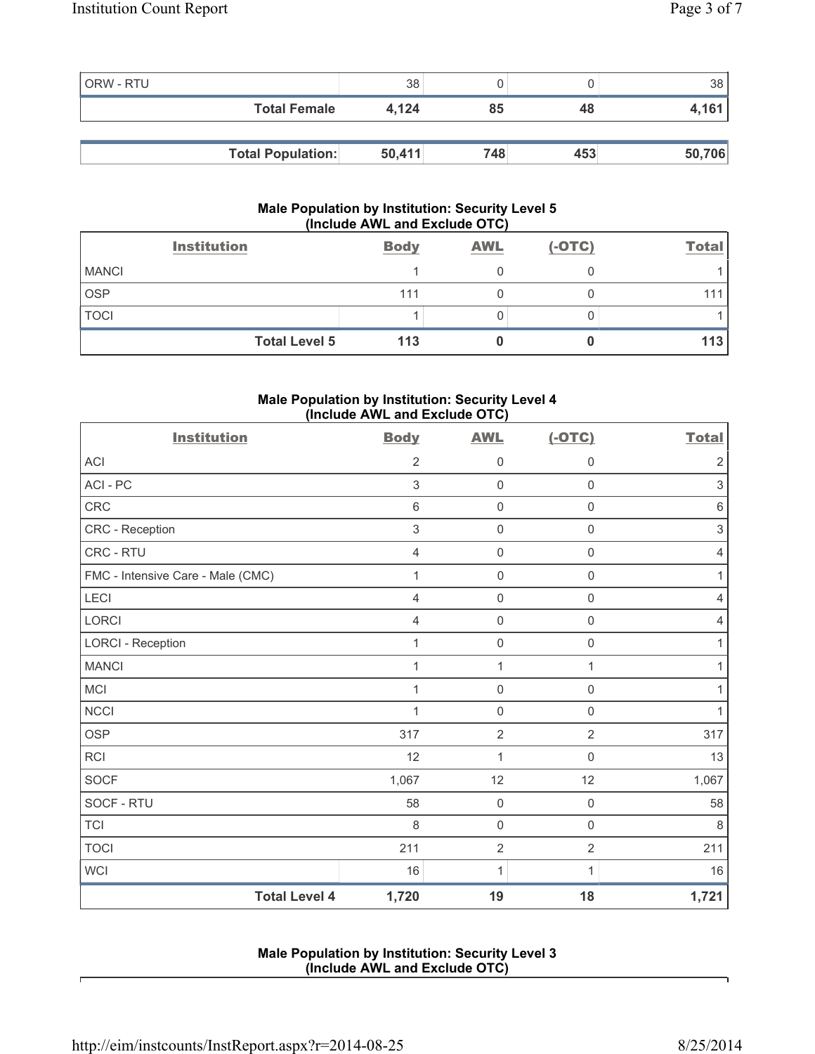| | | | | |
|---|---|---|---|---|
| ORW - RTU | 38 | 0 | 0 | 38 |
| **Total Female** | **4,124** | **85** | **48** | **4,161** |

| | | | | |
|---|---|---|---|---|
| **Total Population:** | **50,411** | **748** | **453** | **50,706** |

### Male Population by Institution: Security Level 5 (Include AWL and Exclude OTC)

| Institution | Body | AWL | (-OTC) | Total |
|---|---|---|---|---|
| MANCI | 1 | 0 | 0 | 1 |
| OSP | 111 | 0 | 0 | 111 |
| TOCI | 1 | 0 | 0 | 1 |
| **Total Level 5** | **113** | **0** | **0** | **113** |

### Male Population by Institution: Security Level 4 (Include AWL and Exclude OTC)

| Institution | Body | AWL | (-OTC) | Total |
|---|---|---|---|---|
| ACI | 2 | 0 | 0 | 2 |
| ACI - PC | 3 | 0 | 0 | 3 |
| CRC | 6 | 0 | 0 | 6 |
| CRC - Reception | 3 | 0 | 0 | 3 |
| CRC - RTU | 4 | 0 | 0 | 4 |
| FMC - Intensive Care - Male (CMC) | 1 | 0 | 0 | 1 |
| LECI | 4 | 0 | 0 | 4 |
| LORCI | 4 | 0 | 0 | 4 |
| LORCI - Reception | 1 | 0 | 0 | 1 |
| MANCI | 1 | 1 | 1 | 1 |
| MCI | 1 | 0 | 0 | 1 |
| NCCI | 1 | 0 | 0 | 1 |
| OSP | 317 | 2 | 2 | 317 |
| RCI | 12 | 1 | 0 | 13 |
| SOCF | 1,067 | 12 | 12 | 1,067 |
| SOCF - RTU | 58 | 0 | 0 | 58 |
| TCI | 8 | 0 | 0 | 8 |
| TOCI | 211 | 2 | 2 | 211 |
| WCI | 16 | 1 | 1 | 16 |
| **Total Level 4** | **1,720** | **19** | **18** | **1,721** |

### Male Population by Institution: Security Level 3 (Include AWL and Exclude OTC)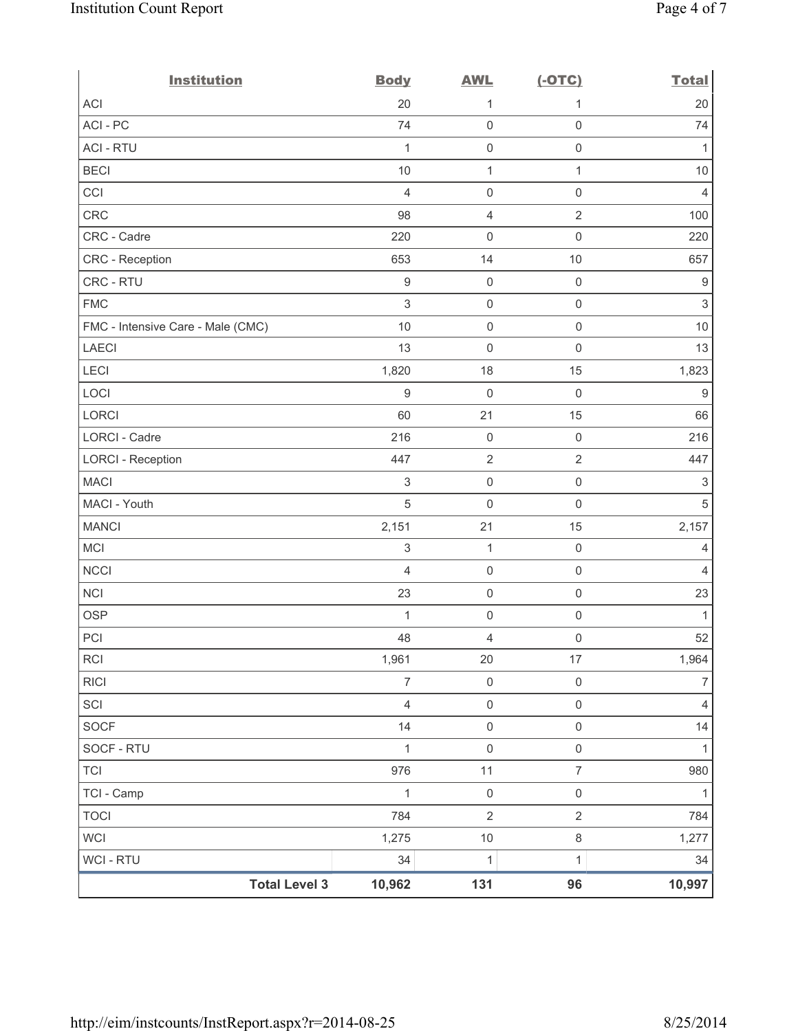| Institution | Body | AWL | (-OTC) | Total |
|---|---|---|---|---|
| ACI | 20 | 1 | 1 | 20 |
| ACI - PC | 74 | 0 | 0 | 74 |
| ACI - RTU | 1 | 0 | 0 | 1 |
| BECI | 10 | 1 | 1 | 10 |
| CCI | 4 | 0 | 0 | 4 |
| CRC | 98 | 4 | 2 | 100 |
| CRC - Cadre | 220 | 0 | 0 | 220 |
| CRC - Reception | 653 | 14 | 10 | 657 |
| CRC - RTU | 9 | 0 | 0 | 9 |
| FMC | 3 | 0 | 0 | 3 |
| FMC - Intensive Care - Male (CMC) | 10 | 0 | 0 | 10 |
| LAECI | 13 | 0 | 0 | 13 |
| LECI | 1,820 | 18 | 15 | 1,823 |
| LOCI | 9 | 0 | 0 | 9 |
| LORCI | 60 | 21 | 15 | 66 |
| LORCI - Cadre | 216 | 0 | 0 | 216 |
| LORCI - Reception | 447 | 2 | 2 | 447 |
| MACI | 3 | 0 | 0 | 3 |
| MACI - Youth | 5 | 0 | 0 | 5 |
| MANCI | 2,151 | 21 | 15 | 2,157 |
| MCI | 3 | 1 | 0 | 4 |
| NCCI | 4 | 0 | 0 | 4 |
| NCI | 23 | 0 | 0 | 23 |
| OSP | 1 | 0 | 0 | 1 |
| PCI | 48 | 4 | 0 | 52 |
| RCI | 1,961 | 20 | 17 | 1,964 |
| RICI | 7 | 0 | 0 | 7 |
| SCI | 4 | 0 | 0 | 4 |
| SOCF | 14 | 0 | 0 | 14 |
| SOCF - RTU | 1 | 0 | 0 | 1 |
| TCI | 976 | 11 | 7 | 980 |
| TCI - Camp | 1 | 0 | 0 | 1 |
| TOCI | 784 | 2 | 2 | 784 |
| WCI | 1,275 | 10 | 8 | 1,277 |
| WCI - RTU | 34 | 1 | 1 | 34 |
| **Total Level 3** | **10,962** | **131** | **96** | **10,997** |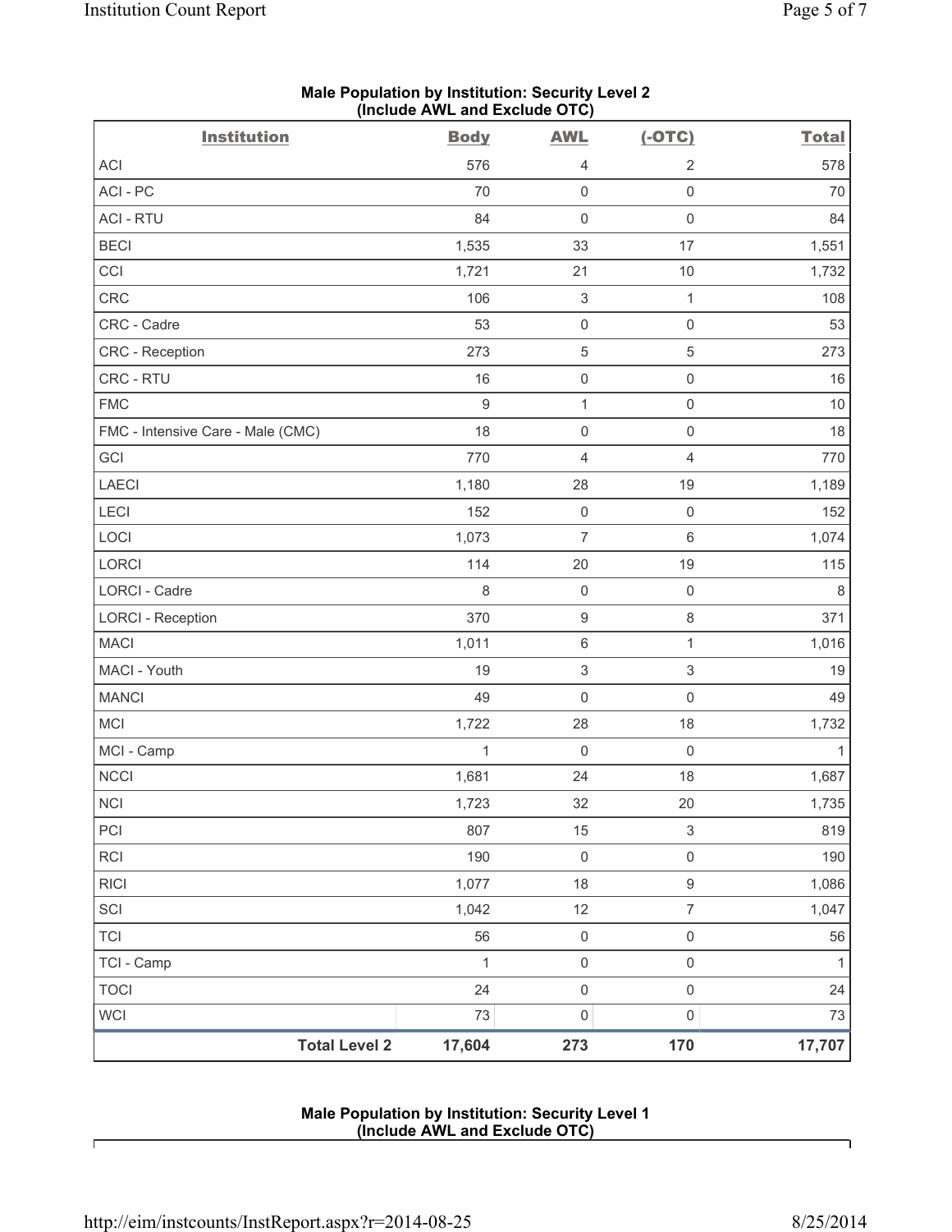**Male Population by Institution: Security Level 2 (Include AWL and Exclude OTC)**

| Institution | Body | AWL | (-OTC) | Total |
|---|---|---|---|---|
| ACI | 576 | 4 | 2 | 578 |
| ACI - PC | 70 | 0 | 0 | 70 |
| ACI - RTU | 84 | 0 | 0 | 84 |
| BECI | 1,535 | 33 | 17 | 1,551 |
| CCI | 1,721 | 21 | 10 | 1,732 |
| CRC | 106 | 3 | 1 | 108 |
| CRC - Cadre | 53 | 0 | 0 | 53 |
| CRC - Reception | 273 | 5 | 5 | 273 |
| CRC - RTU | 16 | 0 | 0 | 16 |
| FMC | 9 | 1 | 0 | 10 |
| FMC - Intensive Care - Male (CMC) | 18 | 0 | 0 | 18 |
| GCI | 770 | 4 | 4 | 770 |
| LAECI | 1,180 | 28 | 19 | 1,189 |
| LECI | 152 | 0 | 0 | 152 |
| LOCI | 1,073 | 7 | 6 | 1,074 |
| LORCI | 114 | 20 | 19 | 115 |
| LORCI - Cadre | 8 | 0 | 0 | 8 |
| LORCI - Reception | 370 | 9 | 8 | 371 |
| MACI | 1,011 | 6 | 1 | 1,016 |
| MACI - Youth | 19 | 3 | 3 | 19 |
| MANCI | 49 | 0 | 0 | 49 |
| MCI | 1,722 | 28 | 18 | 1,732 |
| MCI - Camp | 1 | 0 | 0 | 1 |
| NCCI | 1,681 | 24 | 18 | 1,687 |
| NCI | 1,723 | 32 | 20 | 1,735 |
| PCI | 807 | 15 | 3 | 819 |
| RCI | 190 | 0 | 0 | 190 |
| RICI | 1,077 | 18 | 9 | 1,086 |
| SCI | 1,042 | 12 | 7 | 1,047 |
| TCI | 56 | 0 | 0 | 56 |
| TCI - Camp | 1 | 0 | 0 | 1 |
| TOCI | 24 | 0 | 0 | 24 |
| WCI | 73 | 0 | 0 | 73 |
| **Total Level 2** | **17,604** | **273** | **170** | **17,707** |

**Male Population by Institution: Security Level 1 (Include AWL and Exclude OTC)**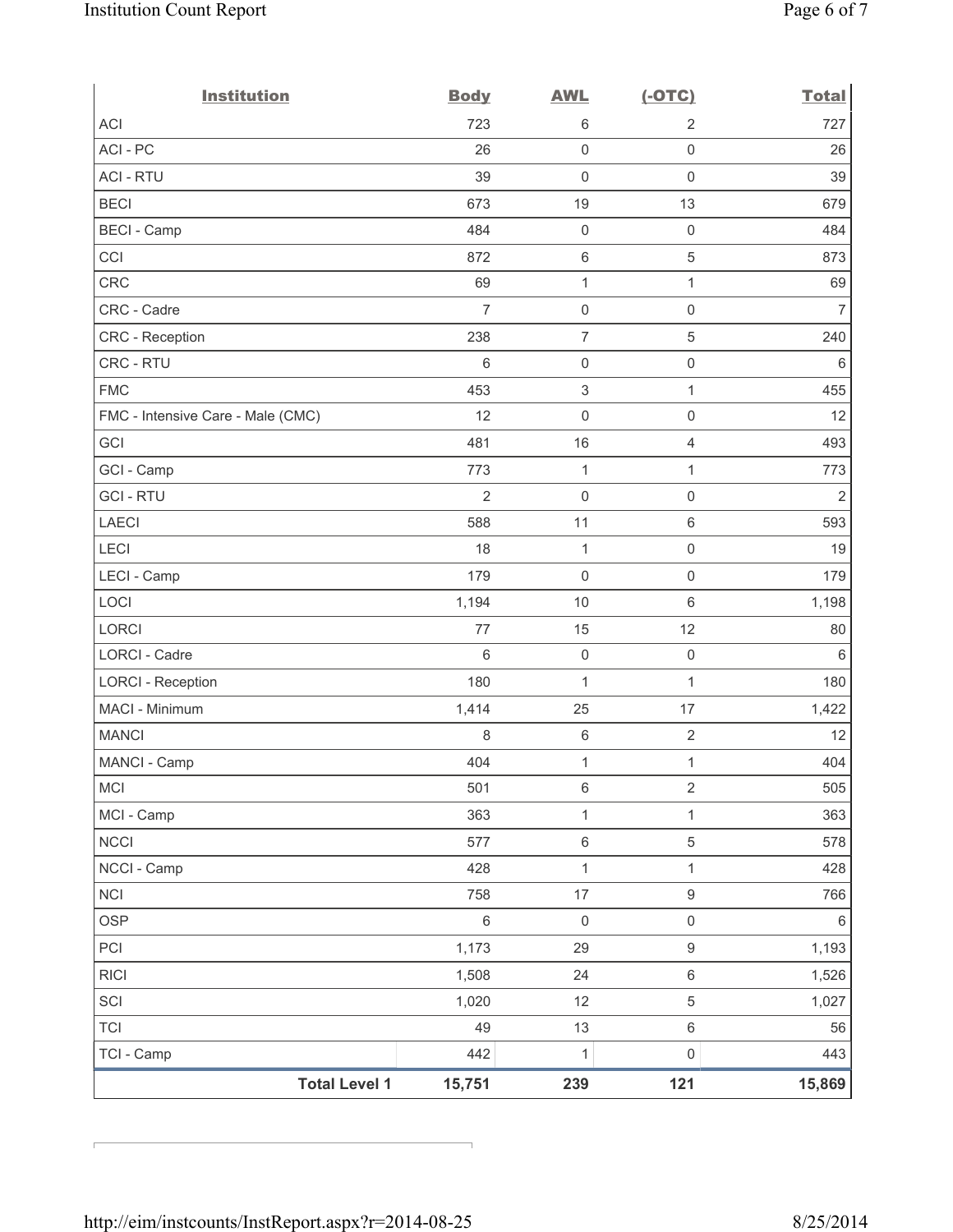| Institution | Body | AWL | (-OTC) | Total |
|---|---|---|---|---|
| ACI | 723 | 6 | 2 | 727 |
| ACI - PC | 26 | 0 | 0 | 26 |
| ACI - RTU | 39 | 0 | 0 | 39 |
| BECI | 673 | 19 | 13 | 679 |
| BECI - Camp | 484 | 0 | 0 | 484 |
| CCI | 872 | 6 | 5 | 873 |
| CRC | 69 | 1 | 1 | 69 |
| CRC - Cadre | 7 | 0 | 0 | 7 |
| CRC - Reception | 238 | 7 | 5 | 240 |
| CRC - RTU | 6 | 0 | 0 | 6 |
| FMC | 453 | 3 | 1 | 455 |
| FMC - Intensive Care - Male (CMC) | 12 | 0 | 0 | 12 |
| GCI | 481 | 16 | 4 | 493 |
| GCI - Camp | 773 | 1 | 1 | 773 |
| GCI - RTU | 2 | 0 | 0 | 2 |
| LAECI | 588 | 11 | 6 | 593 |
| LECI | 18 | 1 | 0 | 19 |
| LECI - Camp | 179 | 0 | 0 | 179 |
| LOCI | 1,194 | 10 | 6 | 1,198 |
| LORCI | 77 | 15 | 12 | 80 |
| LORCI - Cadre | 6 | 0 | 0 | 6 |
| LORCI - Reception | 180 | 1 | 1 | 180 |
| MACI - Minimum | 1,414 | 25 | 17 | 1,422 |
| MANCI | 8 | 6 | 2 | 12 |
| MANCI - Camp | 404 | 1 | 1 | 404 |
| MCI | 501 | 6 | 2 | 505 |
| MCI - Camp | 363 | 1 | 1 | 363 |
| NCCI | 577 | 6 | 5 | 578 |
| NCCI - Camp | 428 | 1 | 1 | 428 |
| NCI | 758 | 17 | 9 | 766 |
| OSP | 6 | 0 | 0 | 6 |
| PCI | 1,173 | 29 | 9 | 1,193 |
| RICI | 1,508 | 24 | 6 | 1,526 |
| SCI | 1,020 | 12 | 5 | 1,027 |
| TCI | 49 | 13 | 6 | 56 |
| TCI - Camp | 442 | 1 | 0 | 443 |
| **Total Level 1** | **15,751** | **239** | **121** | **15,869** |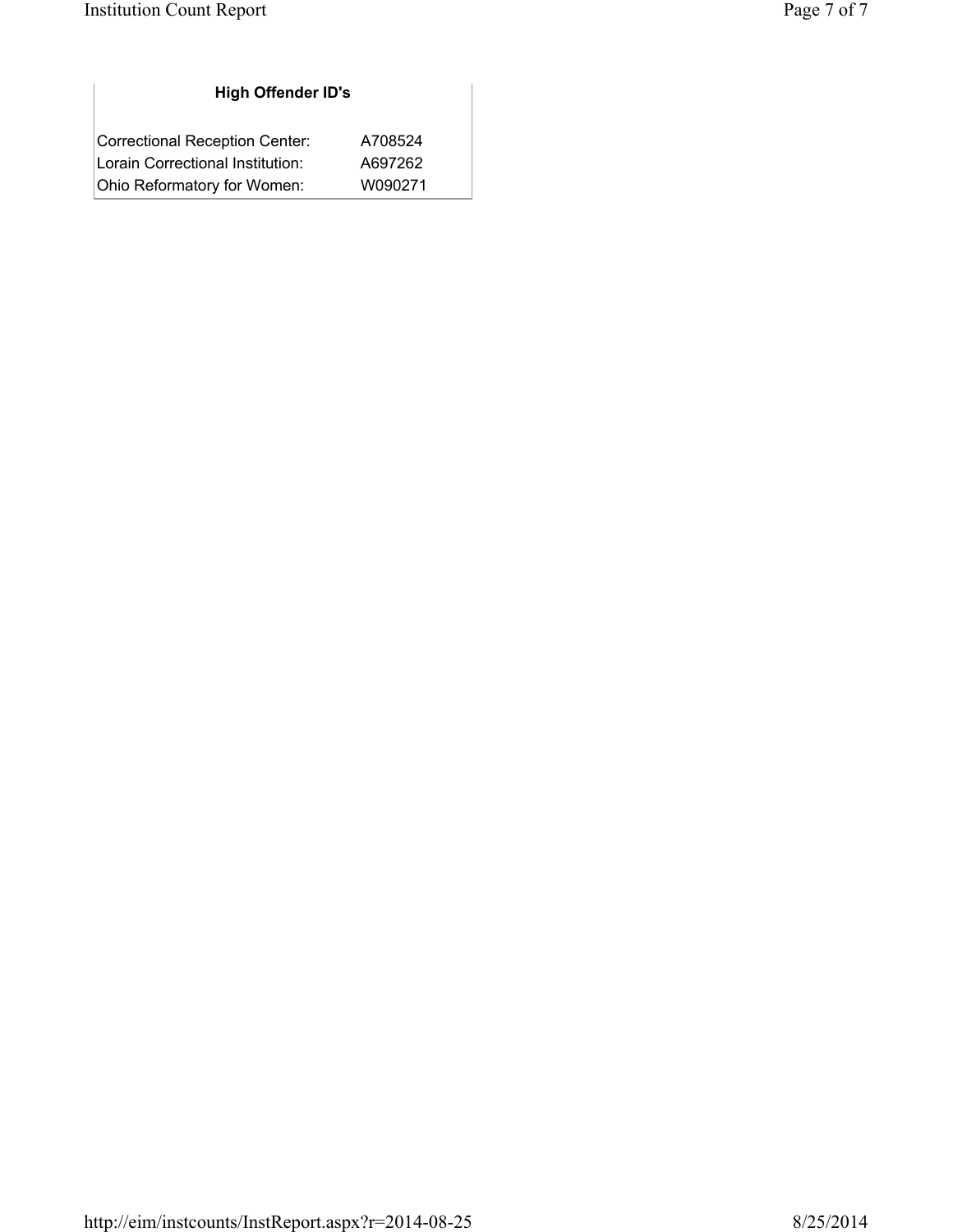| High Offender ID's | |
|---|---|
| Correctional Reception Center: | A708524 |
| Lorain Correctional Institution: | A697262 |
| Ohio Reformatory for Women: | W090271 |